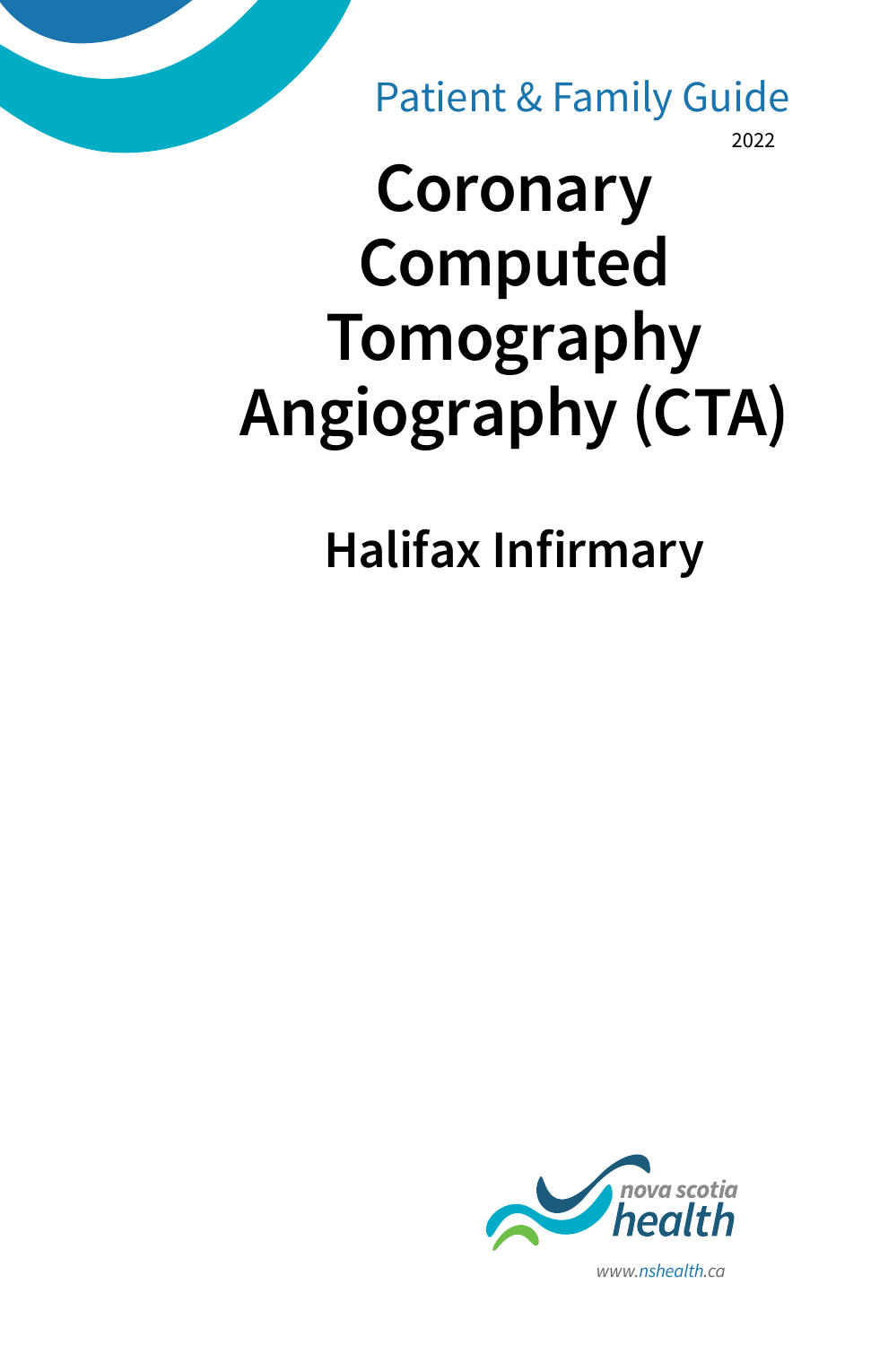Patient & Family Guide

2022

# Coronary Computed Tomography Angiography (CTA)

## Halifax Infirmary

nova scotia health

www.nshealth.ca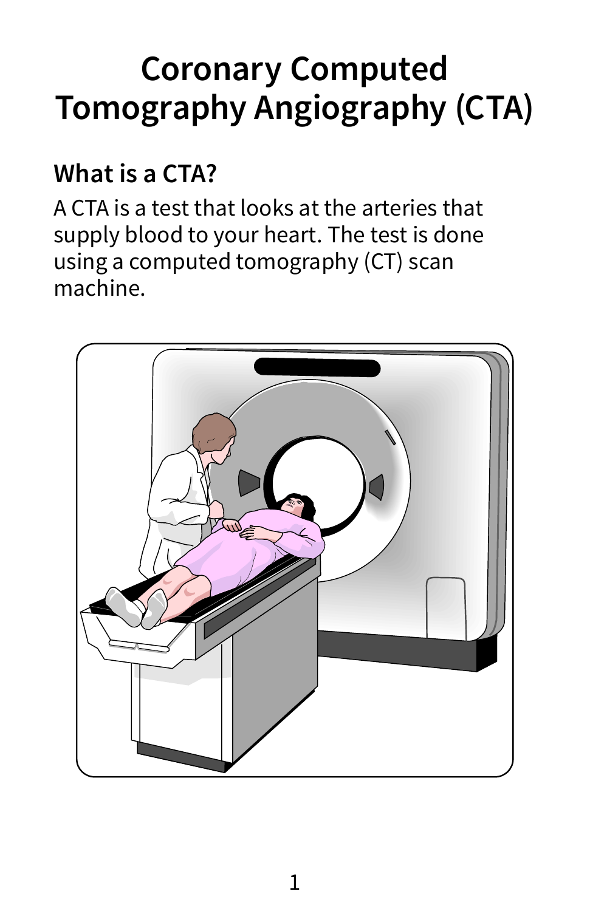# Coronary Computed Tomography Angiography (CTA)

## What is a CTA?

A CTA is a test that looks at the arteries that supply blood to your heart. The test is done using a computed tomography (CT) scan machine.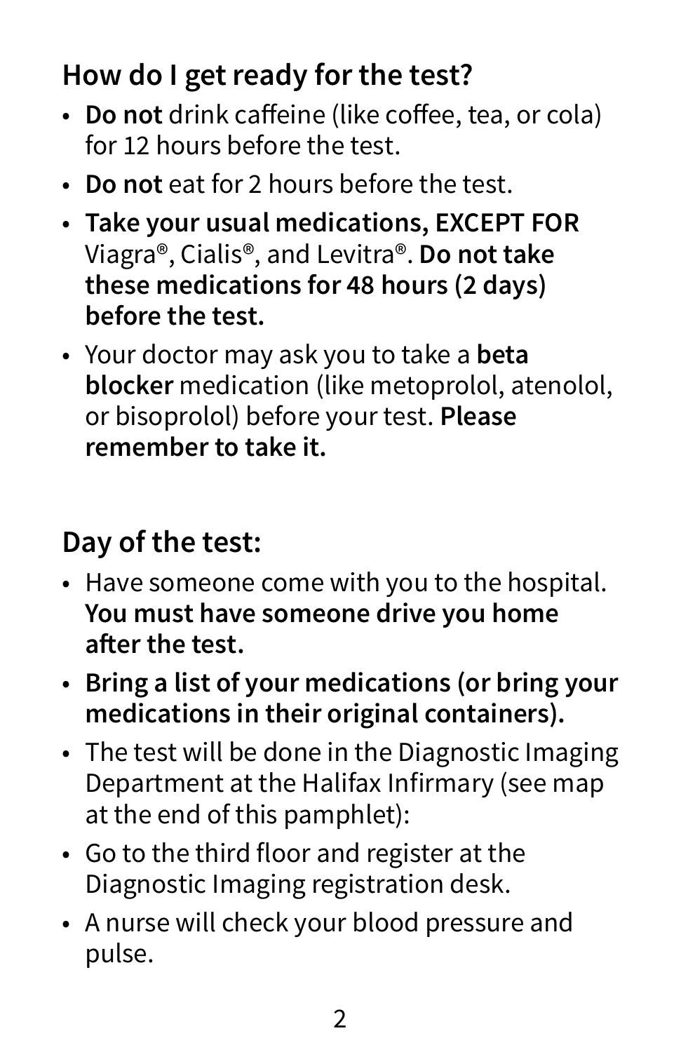## How do I get ready for the test?

- **Do not** drink caffeine (like coffee, tea, or cola) for 12 hours before the test.
- **Do not** eat for 2 hours before the test.
- **Take your usual medications, EXCEPT FOR** Viagra®, Cialis®, and Levitra®. **Do not take these medications for 48 hours (2 days) before the test.**
- Your doctor may ask you to take a **beta blocker** medication (like metoprolol, atenolol, or bisoprolol) before your test. **Please remember to take it.**

## Day of the test:

- Have someone come with you to the hospital. **You must have someone drive you home after the test.**
- **Bring a list of your medications (or bring your medications in their original containers).**
- The test will be done in the Diagnostic Imaging Department at the Halifax Infirmary (see map at the end of this pamphlet):
- Go to the third floor and register at the Diagnostic Imaging registration desk.
- A nurse will check your blood pressure and pulse.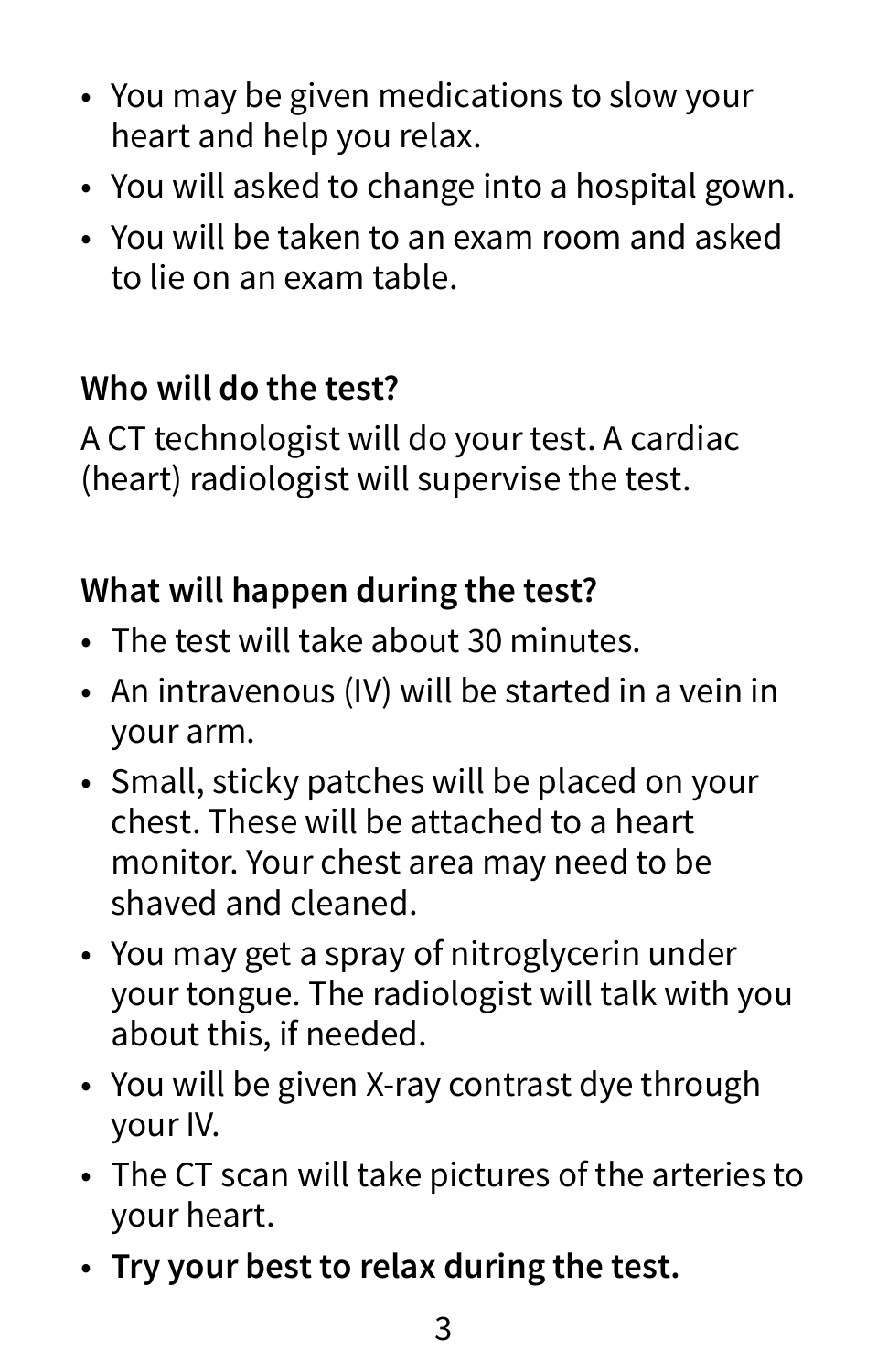- You may be given medications to slow your heart and help you relax.
- You will asked to change into a hospital gown.
- You will be taken to an exam room and asked to lie on an exam table.

### Who will do the test?

A CT technologist will do your test. A cardiac (heart) radiologist will supervise the test.

### What will happen during the test?

- The test will take about 30 minutes.
- An intravenous (IV) will be started in a vein in your arm.
- Small, sticky patches will be placed on your chest. These will be attached to a heart monitor. Your chest area may need to be shaved and cleaned.
- You may get a spray of nitroglycerin under your tongue. The radiologist will talk with you about this, if needed.
- You will be given X-ray contrast dye through your IV.
- The CT scan will take pictures of the arteries to your heart.
- **Try your best to relax during the test.**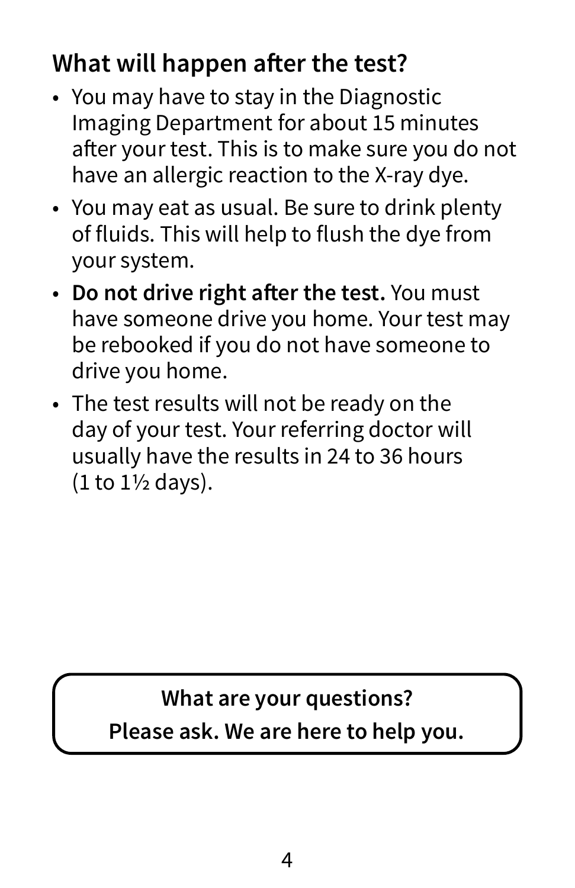## What will happen after the test?

- You may have to stay in the Diagnostic Imaging Department for about 15 minutes after your test. This is to make sure you do not have an allergic reaction to the X-ray dye.
- You may eat as usual. Be sure to drink plenty of fluids. This will help to flush the dye from your system.
- **Do not drive right after the test.** You must have someone drive you home. Your test may be rebooked if you do not have someone to drive you home.
- The test results will not be ready on the day of your test. Your referring doctor will usually have the results in 24 to 36 hours (1 to 1½ days).

**What are your questions?**
**Please ask. We are here to help you.**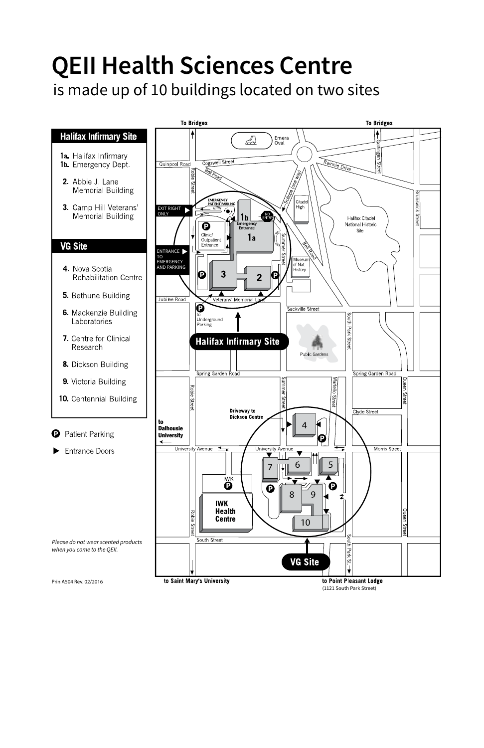# QEII Health Sciences Centre

is made up of 10 buildings located on two sites

## Halifax Infirmary Site

- **1a.** Halifax Infirmary
- **1b.** Emergency Dept.
- **2.** Abbie J. Lane Memorial Building
- **3.** Camp Hill Veterans' Memorial Building

## VG Site

- **4.** Nova Scotia Rehabilitation Centre
- **5.** Bethune Building
- **6.** Mackenzie Building Laboratories
- **7.** Centre for Clinical Research
- **8.** Dickson Building
- **9.** Victoria Building
- **10.** Centennial Building

**P** Patient Parking

▶ Entrance Doors

*Please do not wear scented products when you come to the QEII.*

To Bridges

To Bridges

Emera Oval

Quinpool Road

Cogswell Street

Rainnie Drive

Gottingen Street

Robie Street

Bell Road

Trollope (one way)

Citadel High

Brunswick Street

EXIT RIGHT ONLY

EMERGENCY PATIENT PARKING

1b Emergency Entrance

NO ENTRY

1a

Halifax Citadel National Historic Site

Clinic/ Outpatient Entrance

Summer Street

ENTRANCE TO EMERGENCY AND PARKING

Museum of Nat. History

3

2

Jubilee Road

Veterans' Memorial Lane

Sackville Street

to Underground Parking

Halifax Infirmary Site

South Park Street

Public Gardens

Spring Garden Road

Spring Garden Road

Robie Street

Summer Street

Martello Street

Queen Street

to Dalhousie University

Driveway to Dickson Centre

4

Clyde Street

University Avenue

University Avenue

Morris Street

7

6

5

IWK

8

9

IWK Health Centre

10

South Street

VG Site

South Park St.

Queen Street

Robie Street

to Saint Mary's University

to Point Pleasant Lodge (1121 South Park Street)

Prin A504 Rev. 02/2016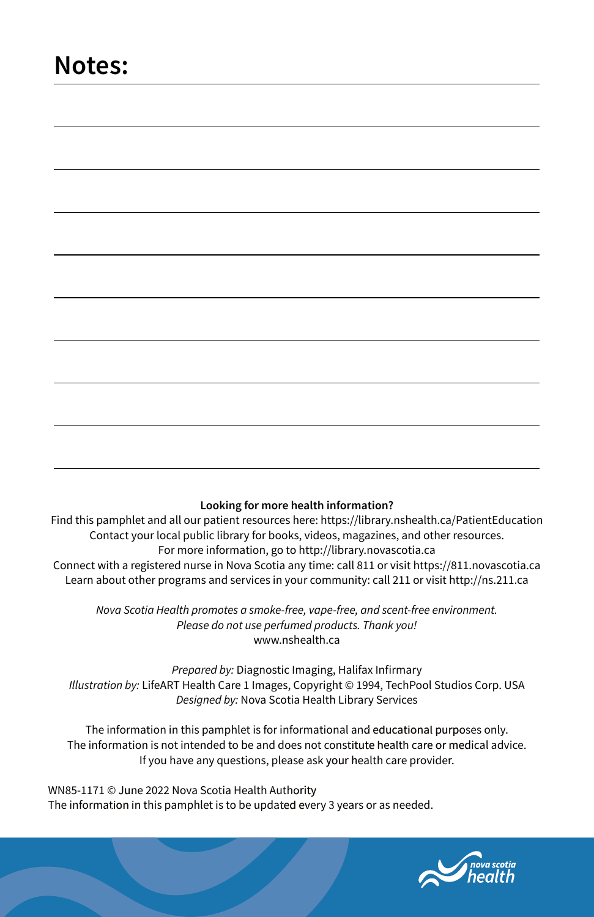# Notes:

**Looking for more health information?**

Find this pamphlet and all our patient resources here: https://library.nshealth.ca/PatientEducation
Contact your local public library for books, videos, magazines, and other resources.
For more information, go to http://library.novascotia.ca
Connect with a registered nurse in Nova Scotia any time: call 811 or visit https://811.novascotia.ca
Learn about other programs and services in your community: call 211 or visit http://ns.211.ca

*Nova Scotia Health promotes a smoke-free, vape-free, and scent-free environment.*
*Please do not use perfumed products. Thank you!*
www.nshealth.ca

*Prepared by:* Diagnostic Imaging, Halifax Infirmary
*Illustration by:* LifeART Health Care 1 Images, Copyright © 1994, TechPool Studios Corp. USA
*Designed by:* Nova Scotia Health Library Services

The information in this pamphlet is for informational and educational purposes only.
The information is not intended to be and does not constitute health care or medical advice.
If you have any questions, please ask your health care provider.

WN85-1171 © June 2022 Nova Scotia Health Authority
The information in this pamphlet is to be updated every 3 years or as needed.